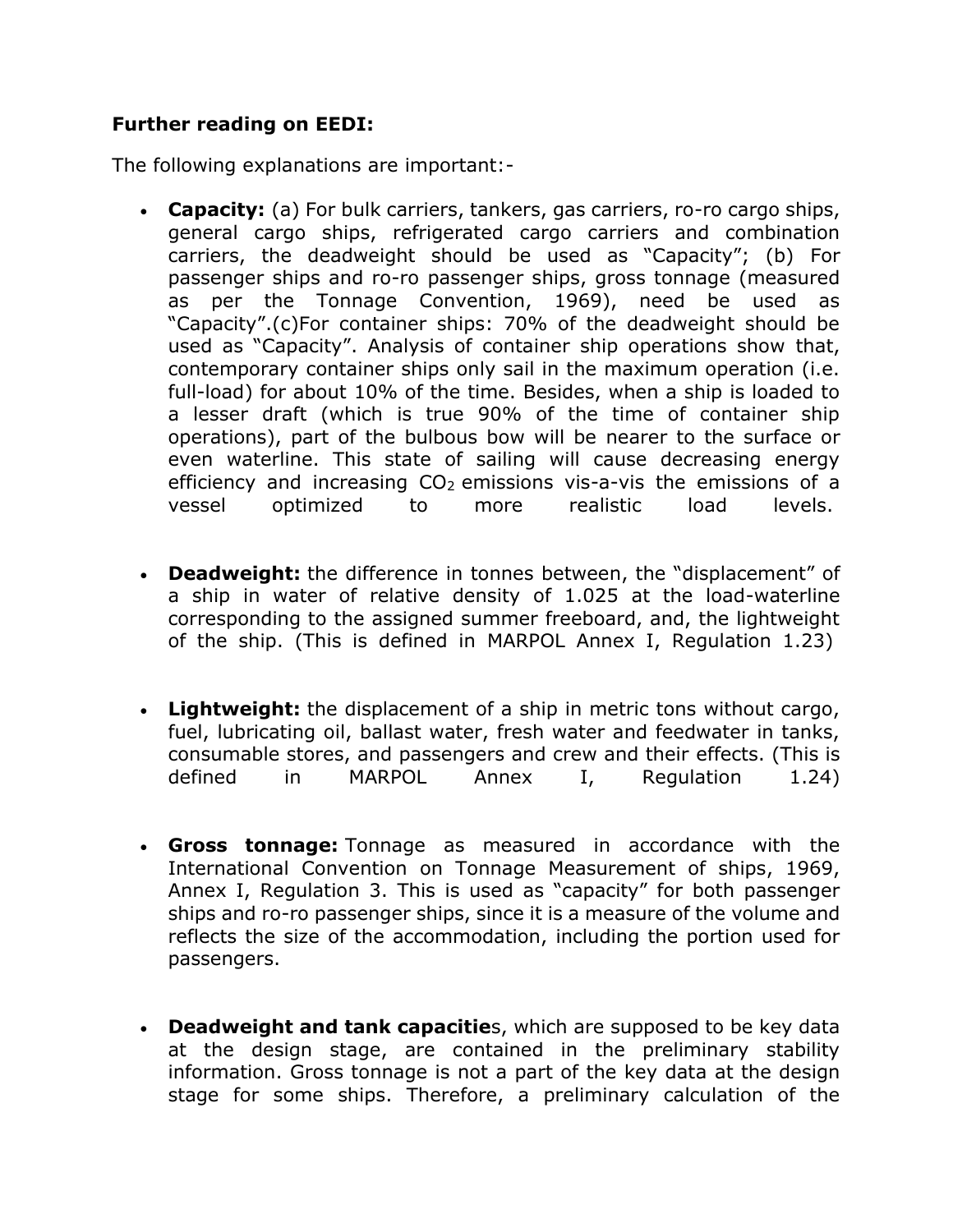**Further reading on EEDI:**

The following explanations are important:-

- **Capacity:** (a) For bulk carriers, tankers, gas carriers, ro-ro cargo ships, general cargo ships, refrigerated cargo carriers and combination carriers, the deadweight should be used as "Capacity"; (b) For passenger ships and ro-ro passenger ships, gross tonnage (measured as per the Tonnage Convention, 1969), need be used as "Capacity".(c)For container ships: 70% of the deadweight should be used as "Capacity". Analysis of container ship operations show that, contemporary container ships only sail in the maximum operation (i.e. full-load) for about 10% of the time. Besides, when a ship is loaded to a lesser draft (which is true 90% of the time of container ship operations), part of the bulbous bow will be nearer to the surface or even waterline. This state of sailing will cause decreasing energy efficiency and increasing $CO_2$ emissions vis-a-vis the emissions of a vessel optimized to more realistic load levels.

- **Deadweight:** the difference in tonnes between, the "displacement" of a ship in water of relative density of 1.025 at the load-waterline corresponding to the assigned summer freeboard, and, the lightweight of the ship. (This is defined in MARPOL Annex I, Regulation 1.23)

- **Lightweight:** the displacement of a ship in metric tons without cargo, fuel, lubricating oil, ballast water, fresh water and feedwater in tanks, consumable stores, and passengers and crew and their effects. (This is defined in MARPOL Annex I, Regulation 1.24)

- **Gross tonnage:** Tonnage as measured in accordance with the International Convention on Tonnage Measurement of ships, 1969, Annex I, Regulation 3. This is used as "capacity" for both passenger ships and ro-ro passenger ships, since it is a measure of the volume and reflects the size of the accommodation, including the portion used for passengers.

- **Deadweight and tank capacities**, which are supposed to be key data at the design stage, are contained in the preliminary stability information. Gross tonnage is not a part of the key data at the design stage for some ships. Therefore, a preliminary calculation of the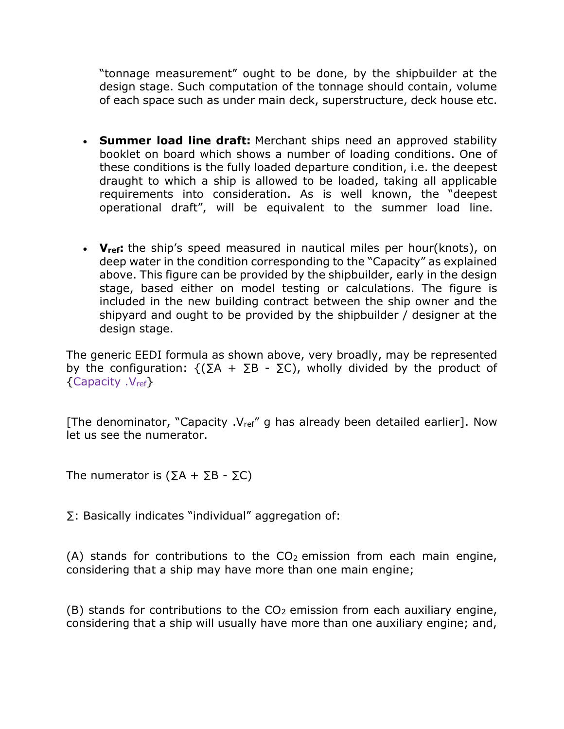"tonnage measurement" ought to be done, by the shipbuilder at the design stage. Such computation of the tonnage should contain, volume of each space such as under main deck, superstructure, deck house etc.

- **Summer load line draft:** Merchant ships need an approved stability booklet on board which shows a number of loading conditions. One of these conditions is the fully loaded departure condition, i.e. the deepest draught to which a ship is allowed to be loaded, taking all applicable requirements into consideration. As is well known, the "deepest operational draft", will be equivalent to the summer load line.

- **$V_{ref}$:** the ship's speed measured in nautical miles per hour(knots), on deep water in the condition corresponding to the "Capacity" as explained above. This figure can be provided by the shipbuilder, early in the design stage, based either on model testing or calculations. The figure is included in the new building contract between the ship owner and the shipyard and ought to be provided by the shipbuilder / designer at the design stage.

The generic EEDI formula as shown above, very broadly, may be represented by the configuration: {($\sum A + \sum B - \sum C$), wholly divided by the product of {Capacity .$V_{ref}$}

[The denominator, "Capacity .$V_{ref}$" g has already been detailed earlier]. Now let us see the numerator.

The numerator is ($\sum A + \sum B - \sum C$)

$\sum$: Basically indicates "individual" aggregation of:

(A) stands for contributions to the $CO_2$ emission from each main engine, considering that a ship may have more than one main engine;

(B) stands for contributions to the $CO_2$ emission from each auxiliary engine, considering that a ship will usually have more than one auxiliary engine; and,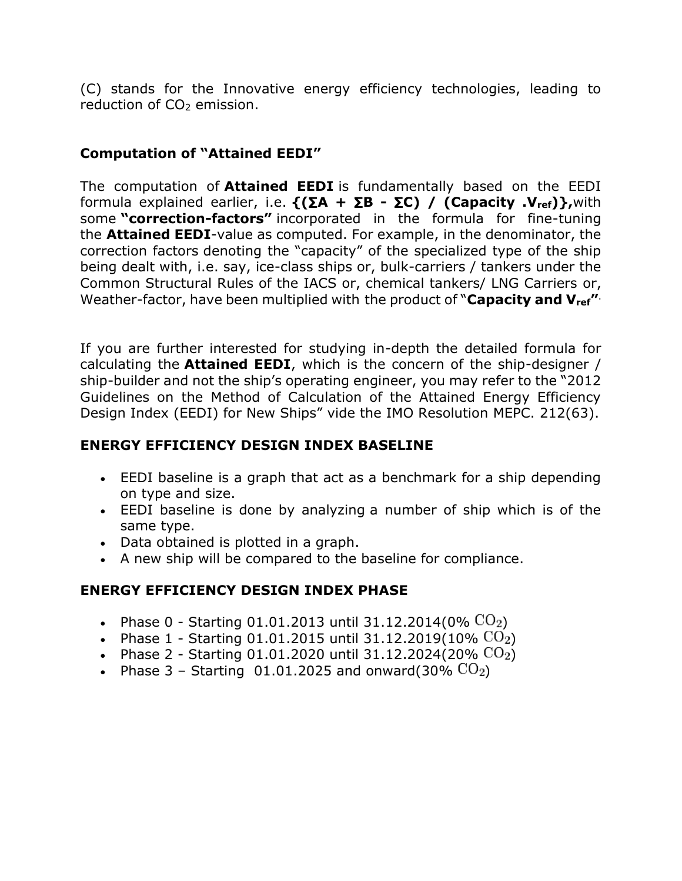(C) stands for the Innovative energy efficiency technologies, leading to reduction of $CO_2$ emission.

### Computation of "Attained EEDI"

The computation of **Attained EEDI** is fundamentally based on the EEDI formula explained earlier, i.e. **$\{(\Sigma A + \Sigma B - \Sigma C) / (Capacity .V_{ref})\}$,** with some **"correction-factors"** incorporated in the formula for fine-tuning the **Attained EEDI**-value as computed. For example, in the denominator, the correction factors denoting the "capacity" of the specialized type of the ship being dealt with, i.e. say, ice-class ships or, bulk-carriers / tankers under the Common Structural Rules of the IACS or, chemical tankers/ LNG Carriers or, Weather-factor, have been multiplied with the product of "**Capacity and $V_{ref}$**".

If you are further interested for studying in-depth the detailed formula for calculating the **Attained EEDI**, which is the concern of the ship-designer / ship-builder and not the ship's operating engineer, you may refer to the "2012 Guidelines on the Method of Calculation of the Attained Energy Efficiency Design Index (EEDI) for New Ships" vide the IMO Resolution MEPC. 212(63).

### ENERGY EFFICIENCY DESIGN INDEX BASELINE

- EEDI baseline is a graph that act as a benchmark for a ship depending on type and size.
- EEDI baseline is done by analyzing a number of ship which is of the same type.
- Data obtained is plotted in a graph.
- A new ship will be compared to the baseline for compliance.

### ENERGY EFFICIENCY DESIGN INDEX PHASE

- Phase 0 - Starting 01.01.2013 until 31.12.2014(0% $CO_2$)
- Phase 1 - Starting 01.01.2015 until 31.12.2019(10% $CO_2$)
- Phase 2 - Starting 01.01.2020 until 31.12.2024(20% $CO_2$)
- Phase 3 – Starting 01.01.2025 and onward(30% $CO_2$)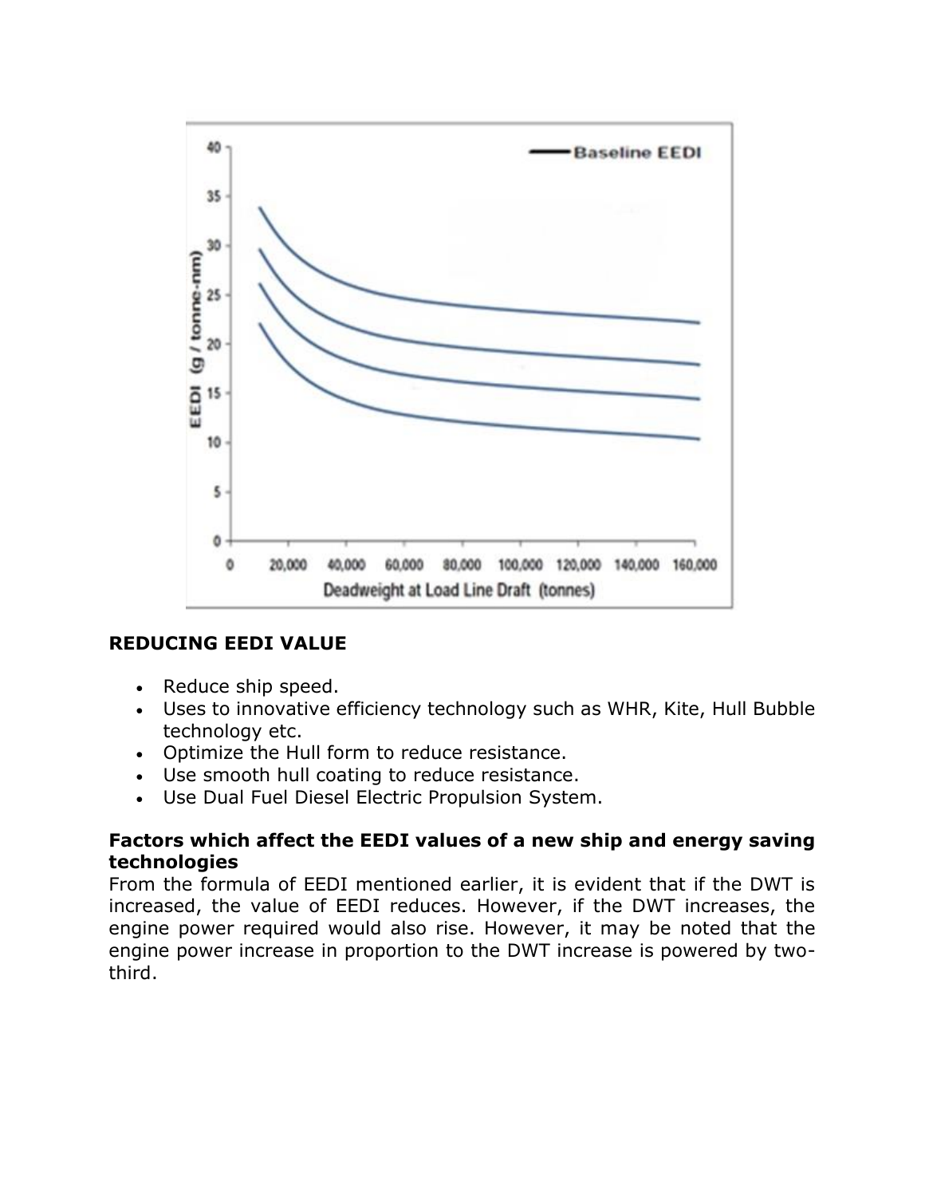## REDUCING EEDI VALUE

- Reduce ship speed.
- Uses to innovative efficiency technology such as WHR, Kite, Hull Bubble technology etc.
- Optimize the Hull form to reduce resistance.
- Use smooth hull coating to reduce resistance.
- Use Dual Fuel Diesel Electric Propulsion System.

**Factors which affect the EEDI values of a new ship and energy saving technologies**

From the formula of EEDI mentioned earlier, it is evident that if the DWT is increased, the value of EEDI reduces. However, if the DWT increases, the engine power required would also rise. However, it may be noted that the engine power increase in proportion to the DWT increase is powered by two-third.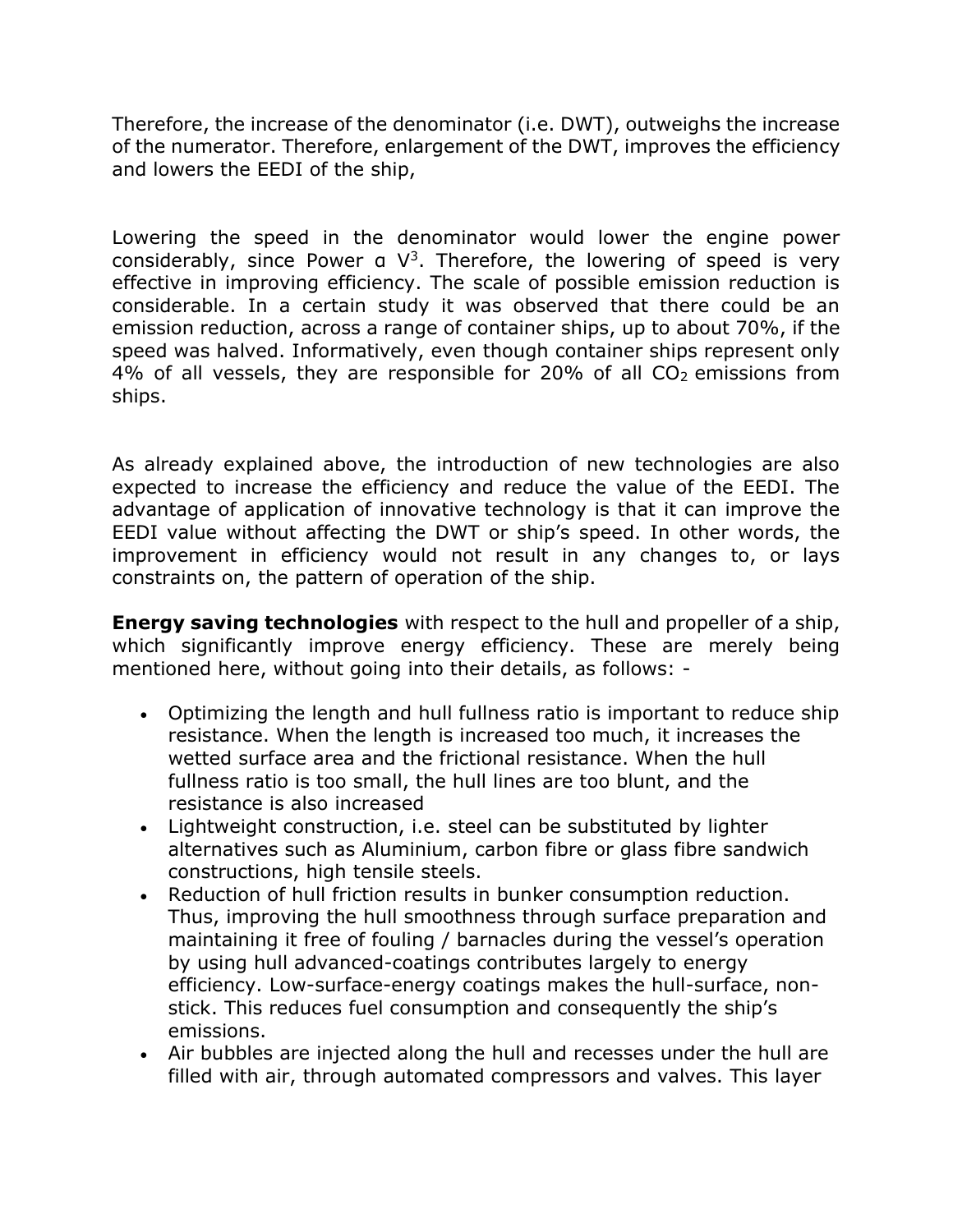Therefore, the increase of the denominator (i.e. DWT), outweighs the increase of the numerator. Therefore, enlargement of the DWT, improves the efficiency and lowers the EEDI of the ship,

Lowering the speed in the denominator would lower the engine power considerably, since Power $\alpha$ $V^3$. Therefore, the lowering of speed is very effective in improving efficiency. The scale of possible emission reduction is considerable. In a certain study it was observed that there could be an emission reduction, across a range of container ships, up to about 70%, if the speed was halved. Informatively, even though container ships represent only 4% of all vessels, they are responsible for 20% of all $CO_2$ emissions from ships.

As already explained above, the introduction of new technologies are also expected to increase the efficiency and reduce the value of the EEDI. The advantage of application of innovative technology is that it can improve the EEDI value without affecting the DWT or ship's speed. In other words, the improvement in efficiency would not result in any changes to, or lays constraints on, the pattern of operation of the ship.

**Energy saving technologies** with respect to the hull and propeller of a ship, which significantly improve energy efficiency. These are merely being mentioned here, without going into their details, as follows: -

- Optimizing the length and hull fullness ratio is important to reduce ship resistance. When the length is increased too much, it increases the wetted surface area and the frictional resistance. When the hull fullness ratio is too small, the hull lines are too blunt, and the resistance is also increased
- Lightweight construction, i.e. steel can be substituted by lighter alternatives such as Aluminium, carbon fibre or glass fibre sandwich constructions, high tensile steels.
- Reduction of hull friction results in bunker consumption reduction. Thus, improving the hull smoothness through surface preparation and maintaining it free of fouling / barnacles during the vessel's operation by using hull advanced-coatings contributes largely to energy efficiency. Low-surface-energy coatings makes the hull-surface, non-stick. This reduces fuel consumption and consequently the ship's emissions.
- Air bubbles are injected along the hull and recesses under the hull are filled with air, through automated compressors and valves. This layer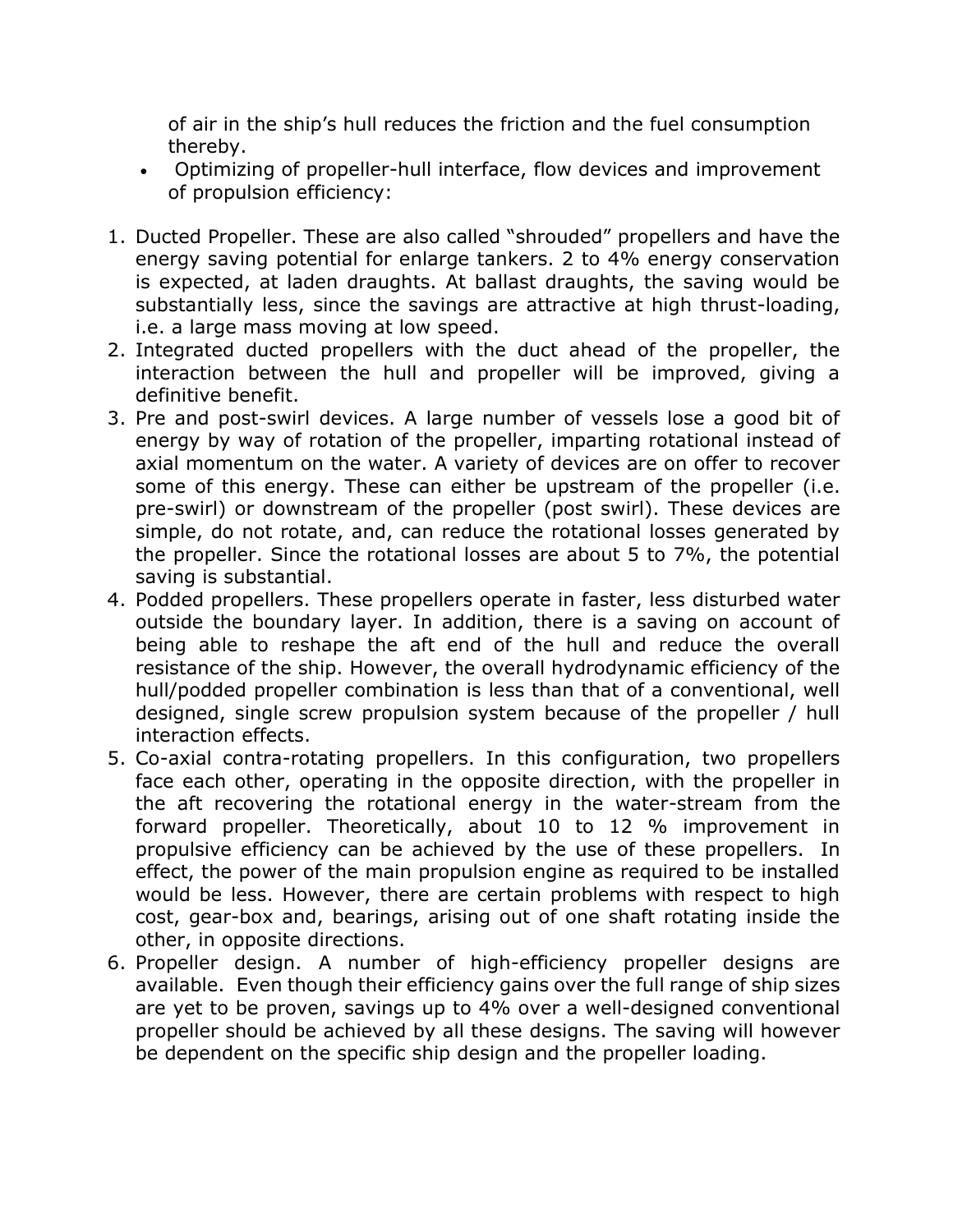of air in the ship's hull reduces the friction and the fuel consumption thereby.

- Optimizing of propeller-hull interface, flow devices and improvement of propulsion efficiency:

1. Ducted Propeller. These are also called "shrouded" propellers and have the energy saving potential for enlarge tankers. 2 to 4% energy conservation is expected, at laden draughts. At ballast draughts, the saving would be substantially less, since the savings are attractive at high thrust-loading, i.e. a large mass moving at low speed.
2. Integrated ducted propellers with the duct ahead of the propeller, the interaction between the hull and propeller will be improved, giving a definitive benefit.
3. Pre and post-swirl devices. A large number of vessels lose a good bit of energy by way of rotation of the propeller, imparting rotational instead of axial momentum on the water. A variety of devices are on offer to recover some of this energy. These can either be upstream of the propeller (i.e. pre-swirl) or downstream of the propeller (post swirl). These devices are simple, do not rotate, and, can reduce the rotational losses generated by the propeller. Since the rotational losses are about 5 to 7%, the potential saving is substantial.
4. Podded propellers. These propellers operate in faster, less disturbed water outside the boundary layer. In addition, there is a saving on account of being able to reshape the aft end of the hull and reduce the overall resistance of the ship. However, the overall hydrodynamic efficiency of the hull/podded propeller combination is less than that of a conventional, well designed, single screw propulsion system because of the propeller / hull interaction effects.
5. Co-axial contra-rotating propellers. In this configuration, two propellers face each other, operating in the opposite direction, with the propeller in the aft recovering the rotational energy in the water-stream from the forward propeller. Theoretically, about 10 to 12 % improvement in propulsive efficiency can be achieved by the use of these propellers. In effect, the power of the main propulsion engine as required to be installed would be less. However, there are certain problems with respect to high cost, gear-box and, bearings, arising out of one shaft rotating inside the other, in opposite directions.
6. Propeller design. A number of high-efficiency propeller designs are available. Even though their efficiency gains over the full range of ship sizes are yet to be proven, savings up to 4% over a well-designed conventional propeller should be achieved by all these designs. The saving will however be dependent on the specific ship design and the propeller loading.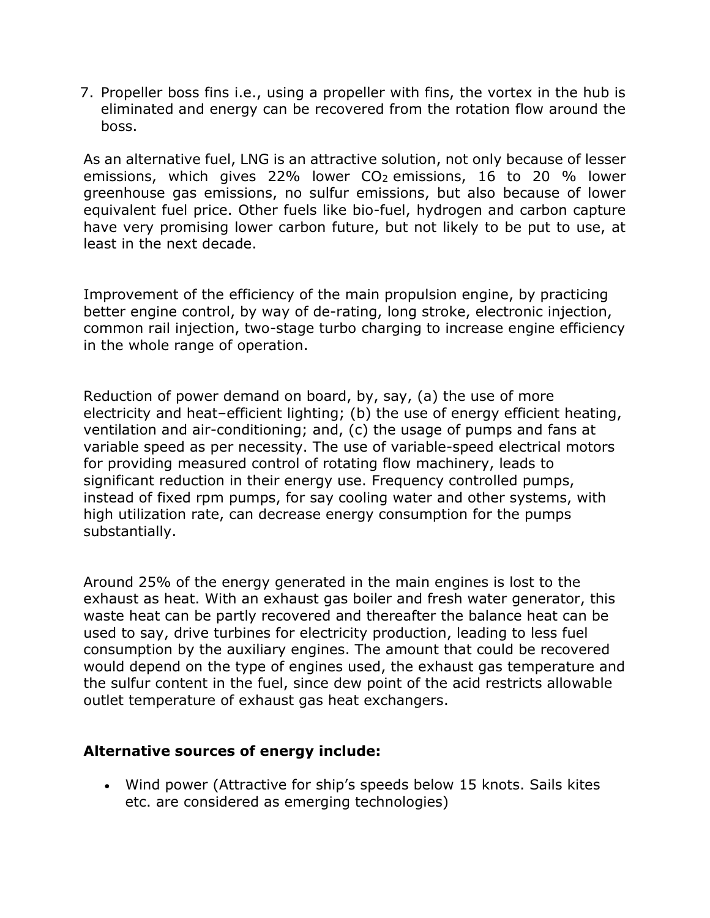7. Propeller boss fins i.e., using a propeller with fins, the vortex in the hub is eliminated and energy can be recovered from the rotation flow around the boss.

As an alternative fuel, LNG is an attractive solution, not only because of lesser emissions, which gives 22% lower $CO_2$ emissions, 16 to 20 % lower greenhouse gas emissions, no sulfur emissions, but also because of lower equivalent fuel price. Other fuels like bio-fuel, hydrogen and carbon capture have very promising lower carbon future, but not likely to be put to use, at least in the next decade.

Improvement of the efficiency of the main propulsion engine, by practicing better engine control, by way of de-rating, long stroke, electronic injection, common rail injection, two-stage turbo charging to increase engine efficiency in the whole range of operation.

Reduction of power demand on board, by, say, (a) the use of more electricity and heat–efficient lighting; (b) the use of energy efficient heating, ventilation and air-conditioning; and, (c) the usage of pumps and fans at variable speed as per necessity. The use of variable-speed electrical motors for providing measured control of rotating flow machinery, leads to significant reduction in their energy use. Frequency controlled pumps, instead of fixed rpm pumps, for say cooling water and other systems, with high utilization rate, can decrease energy consumption for the pumps substantially.

Around 25% of the energy generated in the main engines is lost to the exhaust as heat. With an exhaust gas boiler and fresh water generator, this waste heat can be partly recovered and thereafter the balance heat can be used to say, drive turbines for electricity production, leading to less fuel consumption by the auxiliary engines. The amount that could be recovered would depend on the type of engines used, the exhaust gas temperature and the sulfur content in the fuel, since dew point of the acid restricts allowable outlet temperature of exhaust gas heat exchangers.

**Alternative sources of energy include:**

- Wind power (Attractive for ship's speeds below 15 knots. Sails kites etc. are considered as emerging technologies)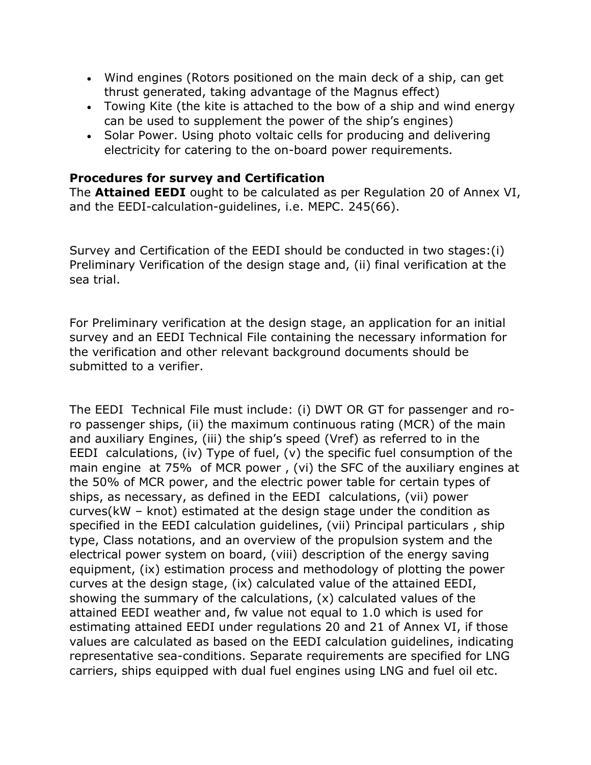- Wind engines (Rotors positioned on the main deck of a ship, can get thrust generated, taking advantage of the Magnus effect)
- Towing Kite (the kite is attached to the bow of a ship and wind energy can be used to supplement the power of the ship's engines)
- Solar Power. Using photo voltaic cells for producing and delivering electricity for catering to the on-board power requirements.

**Procedures for survey and Certification**

The **Attained EEDI** ought to be calculated as per Regulation 20 of Annex VI, and the EEDI-calculation-guidelines, i.e. MEPC. 245(66).

Survey and Certification of the EEDI should be conducted in two stages:(i) Preliminary Verification of the design stage and, (ii) final verification at the sea trial.

For Preliminary verification at the design stage, an application for an initial survey and an EEDI Technical File containing the necessary information for the verification and other relevant background documents should be submitted to a verifier.

The EEDI Technical File must include: (i) DWT OR GT for passenger and ro-ro passenger ships, (ii) the maximum continuous rating (MCR) of the main and auxiliary Engines, (iii) the ship's speed (Vref) as referred to in the EEDI calculations, (iv) Type of fuel, (v) the specific fuel consumption of the main engine at 75% of MCR power , (vi) the SFC of the auxiliary engines at the 50% of MCR power, and the electric power table for certain types of ships, as necessary, as defined in the EEDI calculations, (vii) power curves(kW – knot) estimated at the design stage under the condition as specified in the EEDI calculation guidelines, (vii) Principal particulars , ship type, Class notations, and an overview of the propulsion system and the electrical power system on board, (viii) description of the energy saving equipment, (ix) estimation process and methodology of plotting the power curves at the design stage, (ix) calculated value of the attained EEDI, showing the summary of the calculations, (x) calculated values of the attained EEDI weather and, fw value not equal to 1.0 which is used for estimating attained EEDI under regulations 20 and 21 of Annex VI, if those values are calculated as based on the EEDI calculation guidelines, indicating representative sea-conditions. Separate requirements are specified for LNG carriers, ships equipped with dual fuel engines using LNG and fuel oil etc.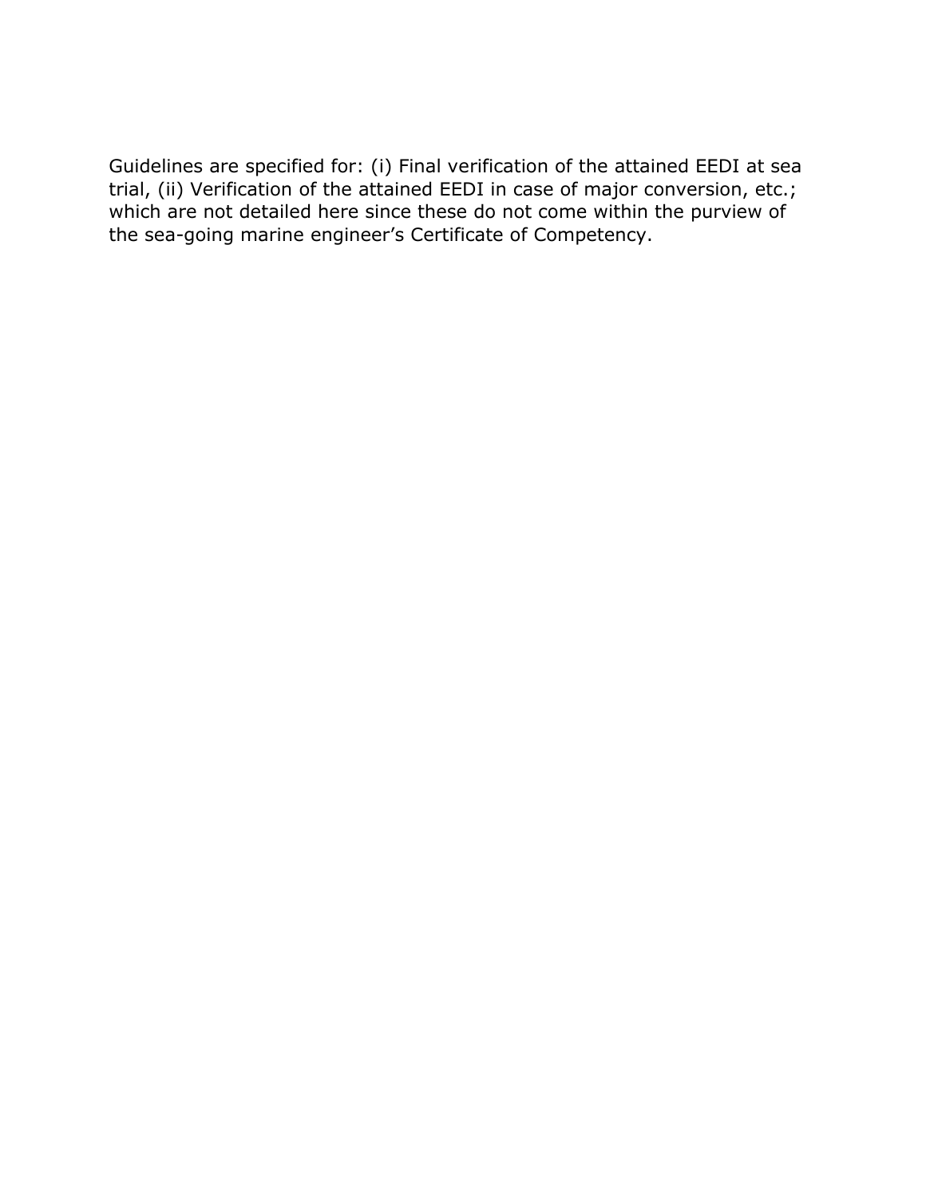Guidelines are specified for: (i) Final verification of the attained EEDI at sea trial, (ii) Verification of the attained EEDI in case of major conversion, etc.; which are not detailed here since these do not come within the purview of the sea-going marine engineer's Certificate of Competency.